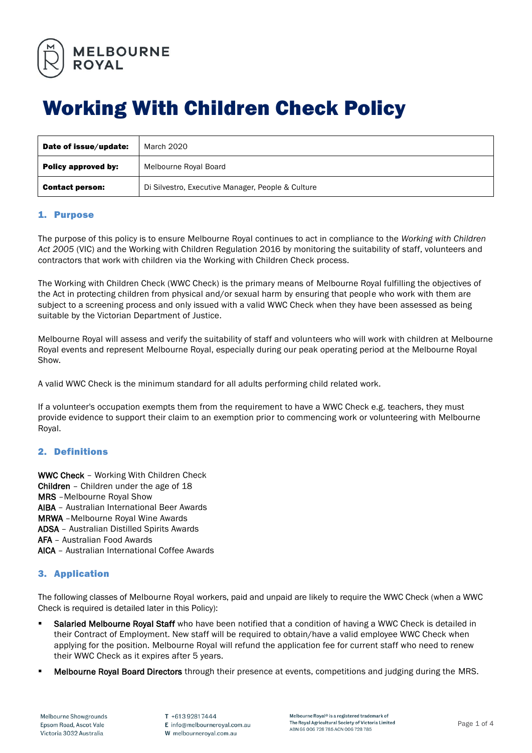# Working With Children Check Policy

| **Date of issue/update:** | March 2020 |
|---|---|
| **Policy approved by:** | Melbourne Royal Board |
| **Contact person:** | Di Silvestro, Executive Manager, People & Culture |

## 1. Purpose

The purpose of this policy is to ensure Melbourne Royal continues to act in compliance to the *Working with Children Act 2005* (VIC) and the Working with Children Regulation 2016 by monitoring the suitability of staff, volunteers and contractors that work with children via the Working with Children Check process.

The Working with Children Check (WWC Check) is the primary means of Melbourne Royal fulfilling the objectives of the Act in protecting children from physical and/or sexual harm by ensuring that people who work with them are subject to a screening process and only issued with a valid WWC Check when they have been assessed as being suitable by the Victorian Department of Justice.

Melbourne Royal will assess and verify the suitability of staff and volunteers who will work with children at Melbourne Royal events and represent Melbourne Royal, especially during our peak operating period at the Melbourne Royal Show.

A valid WWC Check is the minimum standard for all adults performing child related work.

If a volunteer's occupation exempts them from the requirement to have a WWC Check e.g. teachers, they must provide evidence to support their claim to an exemption prior to commencing work or volunteering with Melbourne Royal.

## 2. Definitions

WWC Check – Working With Children Check
Children – Children under the age of 18
MRS –Melbourne Royal Show
AIBA – Australian International Beer Awards
MRWA –Melbourne Royal Wine Awards
ADSA – Australian Distilled Spirits Awards
AFA – Australian Food Awards
AICA – Australian International Coffee Awards

## 3. Application

The following classes of Melbourne Royal workers, paid and unpaid are likely to require the WWC Check (when a WWC Check is required is detailed later in this Policy):

- Salaried Melbourne Royal Staff who have been notified that a condition of having a WWC Check is detailed in their Contract of Employment. New staff will be required to obtain/have a valid employee WWC Check when applying for the position. Melbourne Royal will refund the application fee for current staff who need to renew their WWC Check as it expires after 5 years.
- Melbourne Royal Board Directors through their presence at events, competitions and judging during the MRS.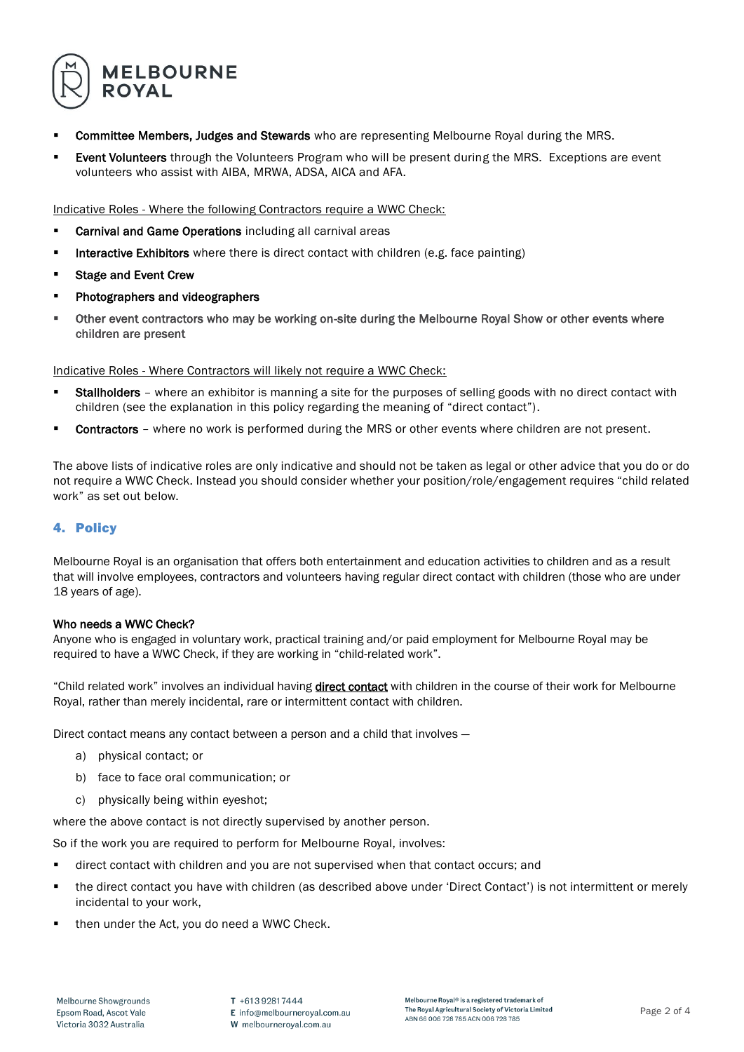- **Committee Members, Judges and Stewards** who are representing Melbourne Royal during the MRS.
- **Event Volunteers** through the Volunteers Program who will be present during the MRS. Exceptions are event volunteers who assist with AIBA, MRWA, ADSA, AICA and AFA.

<u>Indicative Roles - Where the following Contractors require a WWC Check:</u>

- **Carnival and Game Operations** including all carnival areas
- **Interactive Exhibitors** where there is direct contact with children (e.g. face painting)
- **Stage and Event Crew**
- **Photographers and videographers**
- **Other event contractors who may be working on-site during the Melbourne Royal Show or other events where children are present**

<u>Indicative Roles - Where Contractors will likely not require a WWC Check:</u>

- **Stallholders** – where an exhibitor is manning a site for the purposes of selling goods with no direct contact with children (see the explanation in this policy regarding the meaning of "direct contact").
- **Contractors** – where no work is performed during the MRS or other events where children are not present.

The above lists of indicative roles are only indicative and should not be taken as legal or other advice that you do or do not require a WWC Check. Instead you should consider whether your position/role/engagement requires "child related work" as set out below.

## 4. Policy

Melbourne Royal is an organisation that offers both entertainment and education activities to children and as a result that will involve employees, contractors and volunteers having regular direct contact with children (those who are under 18 years of age).

**Who needs a WWC Check?**
Anyone who is engaged in voluntary work, practical training and/or paid employment for Melbourne Royal may be required to have a WWC Check, if they are working in "child-related work".

"Child related work" involves an individual having **<u>direct contact</u>** with children in the course of their work for Melbourne Royal, rather than merely incidental, rare or intermittent contact with children.

Direct contact means any contact between a person and a child that involves —

a) physical contact; or

b) face to face oral communication; or

c) physically being within eyeshot;

where the above contact is not directly supervised by another person.

So if the work you are required to perform for Melbourne Royal, involves:

- direct contact with children and you are not supervised when that contact occurs; and
- the direct contact you have with children (as described above under 'Direct Contact') is not intermittent or merely incidental to your work,
- then under the Act, you do need a WWC Check.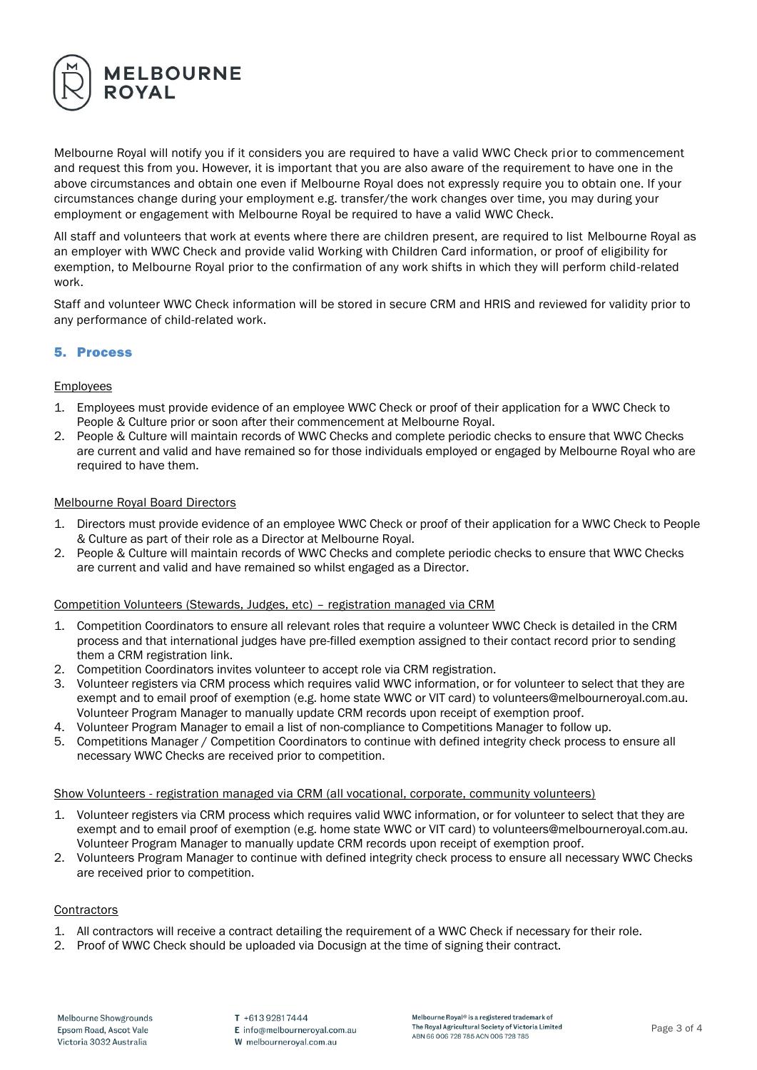Melbourne Royal will notify you if it considers you are required to have a valid WWC Check prior to commencement and request this from you. However, it is important that you are also aware of the requirement to have one in the above circumstances and obtain one even if Melbourne Royal does not expressly require you to obtain one. If your circumstances change during your employment e.g. transfer/the work changes over time, you may during your employment or engagement with Melbourne Royal be required to have a valid WWC Check.

All staff and volunteers that work at events where there are children present, are required to list Melbourne Royal as an employer with WWC Check and provide valid Working with Children Card information, or proof of eligibility for exemption, to Melbourne Royal prior to the confirmation of any work shifts in which they will perform child-related work.

Staff and volunteer WWC Check information will be stored in secure CRM and HRIS and reviewed for validity prior to any performance of child-related work.

## 5. Process

Employees

1. Employees must provide evidence of an employee WWC Check or proof of their application for a WWC Check to People & Culture prior or soon after their commencement at Melbourne Royal.
2. People & Culture will maintain records of WWC Checks and complete periodic checks to ensure that WWC Checks are current and valid and have remained so for those individuals employed or engaged by Melbourne Royal who are required to have them.

Melbourne Royal Board Directors

1. Directors must provide evidence of an employee WWC Check or proof of their application for a WWC Check to People & Culture as part of their role as a Director at Melbourne Royal.
2. People & Culture will maintain records of WWC Checks and complete periodic checks to ensure that WWC Checks are current and valid and have remained so whilst engaged as a Director.

Competition Volunteers (Stewards, Judges, etc) – registration managed via CRM

1. Competition Coordinators to ensure all relevant roles that require a volunteer WWC Check is detailed in the CRM process and that international judges have pre-filled exemption assigned to their contact record prior to sending them a CRM registration link.
2. Competition Coordinators invites volunteer to accept role via CRM registration.
3. Volunteer registers via CRM process which requires valid WWC information, or for volunteer to select that they are exempt and to email proof of exemption (e.g. home state WWC or VIT card) to volunteers@melbourneroyal.com.au. Volunteer Program Manager to manually update CRM records upon receipt of exemption proof.
4. Volunteer Program Manager to email a list of non-compliance to Competitions Manager to follow up.
5. Competitions Manager / Competition Coordinators to continue with defined integrity check process to ensure all necessary WWC Checks are received prior to competition.

Show Volunteers - registration managed via CRM (all vocational, corporate, community volunteers)

1. Volunteer registers via CRM process which requires valid WWC information, or for volunteer to select that they are exempt and to email proof of exemption (e.g. home state WWC or VIT card) to volunteers@melbourneroyal.com.au. Volunteer Program Manager to manually update CRM records upon receipt of exemption proof.
2. Volunteers Program Manager to continue with defined integrity check process to ensure all necessary WWC Checks are received prior to competition.

Contractors

1. All contractors will receive a contract detailing the requirement of a WWC Check if necessary for their role.
2. Proof of WWC Check should be uploaded via Docusign at the time of signing their contract.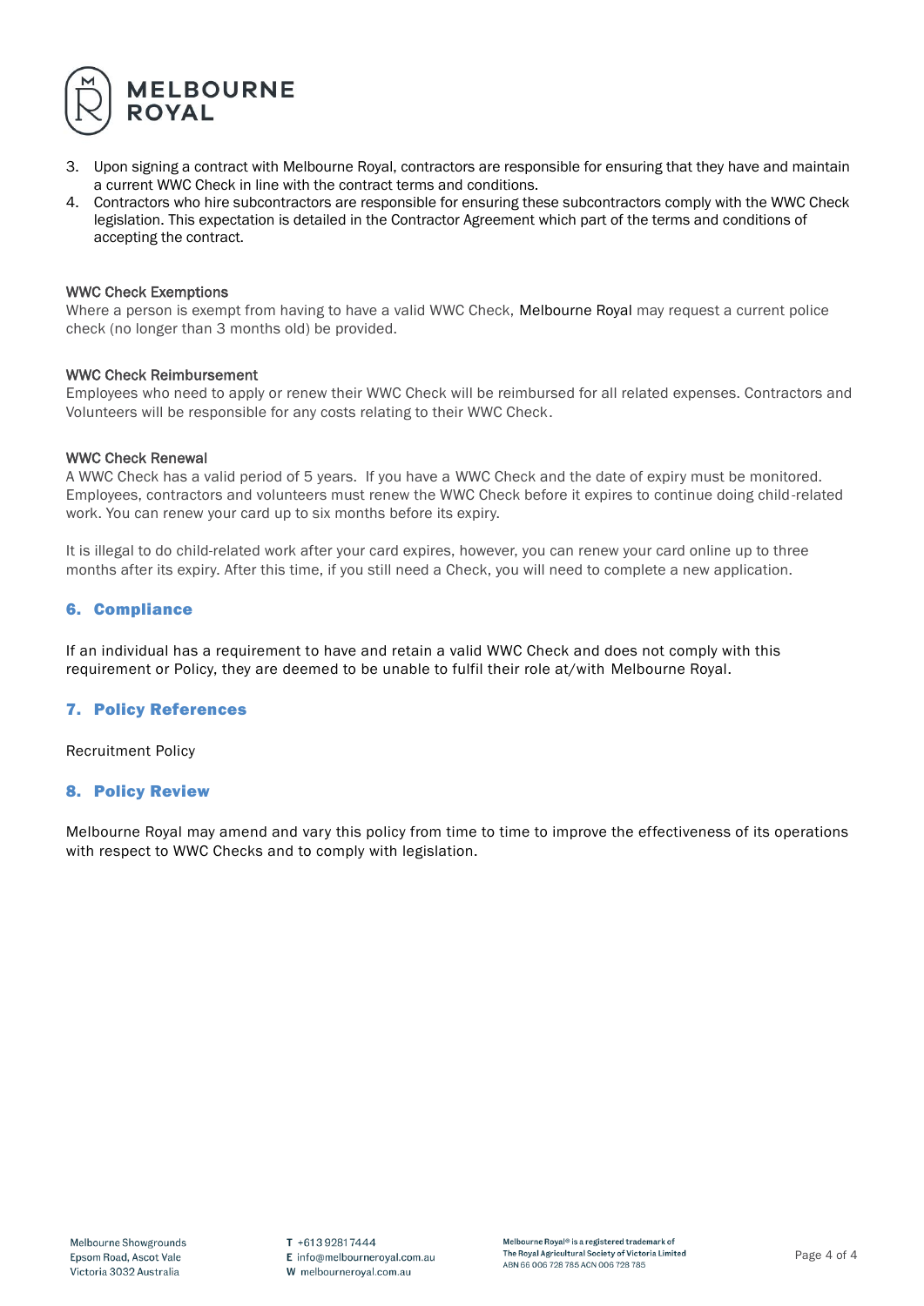3. Upon signing a contract with Melbourne Royal, contractors are responsible for ensuring that they have and maintain a current WWC Check in line with the contract terms and conditions.
4. Contractors who hire subcontractors are responsible for ensuring these subcontractors comply with the WWC Check legislation. This expectation is detailed in the Contractor Agreement which part of the terms and conditions of accepting the contract.

### WWC Check Exemptions

Where a person is exempt from having to have a valid WWC Check, Melbourne Royal may request a current police check (no longer than 3 months old) be provided.

### WWC Check Reimbursement

Employees who need to apply or renew their WWC Check will be reimbursed for all related expenses. Contractors and Volunteers will be responsible for any costs relating to their WWC Check.

### WWC Check Renewal

A WWC Check has a valid period of 5 years. If you have a WWC Check and the date of expiry must be monitored. Employees, contractors and volunteers must renew the WWC Check before it expires to continue doing child-related work. You can renew your card up to six months before its expiry.

It is illegal to do child-related work after your card expires, however, you can renew your card online up to three months after its expiry. After this time, if you still need a Check, you will need to complete a new application.

## 6. Compliance

If an individual has a requirement to have and retain a valid WWC Check and does not comply with this requirement or Policy, they are deemed to be unable to fulfil their role at/with Melbourne Royal.

## 7. Policy References

Recruitment Policy

## 8. Policy Review

Melbourne Royal may amend and vary this policy from time to time to improve the effectiveness of its operations with respect to WWC Checks and to comply with legislation.